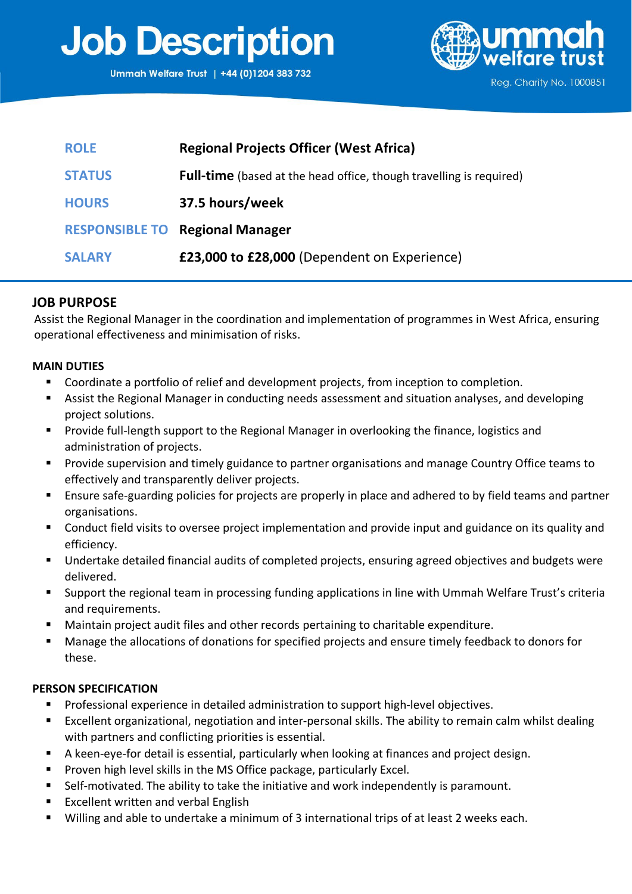# Job Description

Ummah Welfare Trust | +44 (0)1204 383 732

ummah welfare trust

Reg. Charity No. 1000851

| | |
|---|---|
| **ROLE** | **Regional Projects Officer (West Africa)** |
| **STATUS** | **Full-time** (based at the head office, though travelling is required) |
| **HOURS** | **37.5 hours/week** |
| **RESPONSIBLE TO** | **Regional Manager** |
| **SALARY** | **£23,000 to £28,000** (Dependent on Experience) |

## JOB PURPOSE

Assist the Regional Manager in the coordination and implementation of programmes in West Africa, ensuring operational effectiveness and minimisation of risks.

### MAIN DUTIES

- Coordinate a portfolio of relief and development projects, from inception to completion.
- Assist the Regional Manager in conducting needs assessment and situation analyses, and developing project solutions.
- Provide full-length support to the Regional Manager in overlooking the finance, logistics and administration of projects.
- Provide supervision and timely guidance to partner organisations and manage Country Office teams to effectively and transparently deliver projects.
- Ensure safe-guarding policies for projects are properly in place and adhered to by field teams and partner organisations.
- Conduct field visits to oversee project implementation and provide input and guidance on its quality and efficiency.
- Undertake detailed financial audits of completed projects, ensuring agreed objectives and budgets were delivered.
- Support the regional team in processing funding applications in line with Ummah Welfare Trust's criteria and requirements.
- Maintain project audit files and other records pertaining to charitable expenditure.
- Manage the allocations of donations for specified projects and ensure timely feedback to donors for these.

### PERSON SPECIFICATION

- Professional experience in detailed administration to support high-level objectives.
- Excellent organizational, negotiation and inter-personal skills. The ability to remain calm whilst dealing with partners and conflicting priorities is essential.
- A keen-eye-for detail is essential, particularly when looking at finances and project design.
- Proven high level skills in the MS Office package, particularly Excel.
- Self-motivated. The ability to take the initiative and work independently is paramount.
- Excellent written and verbal English
- Willing and able to undertake a minimum of 3 international trips of at least 2 weeks each.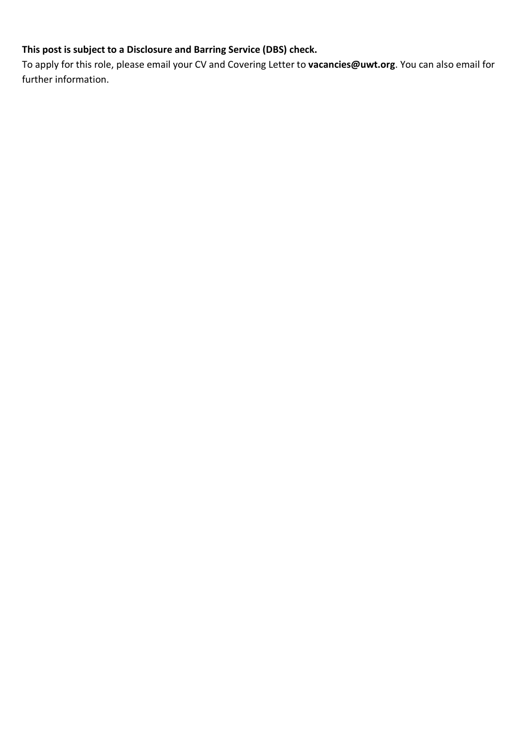**This post is subject to a Disclosure and Barring Service (DBS) check.**
To apply for this role, please email your CV and Covering Letter to **vacancies@uwt.org**. You can also email for further information.